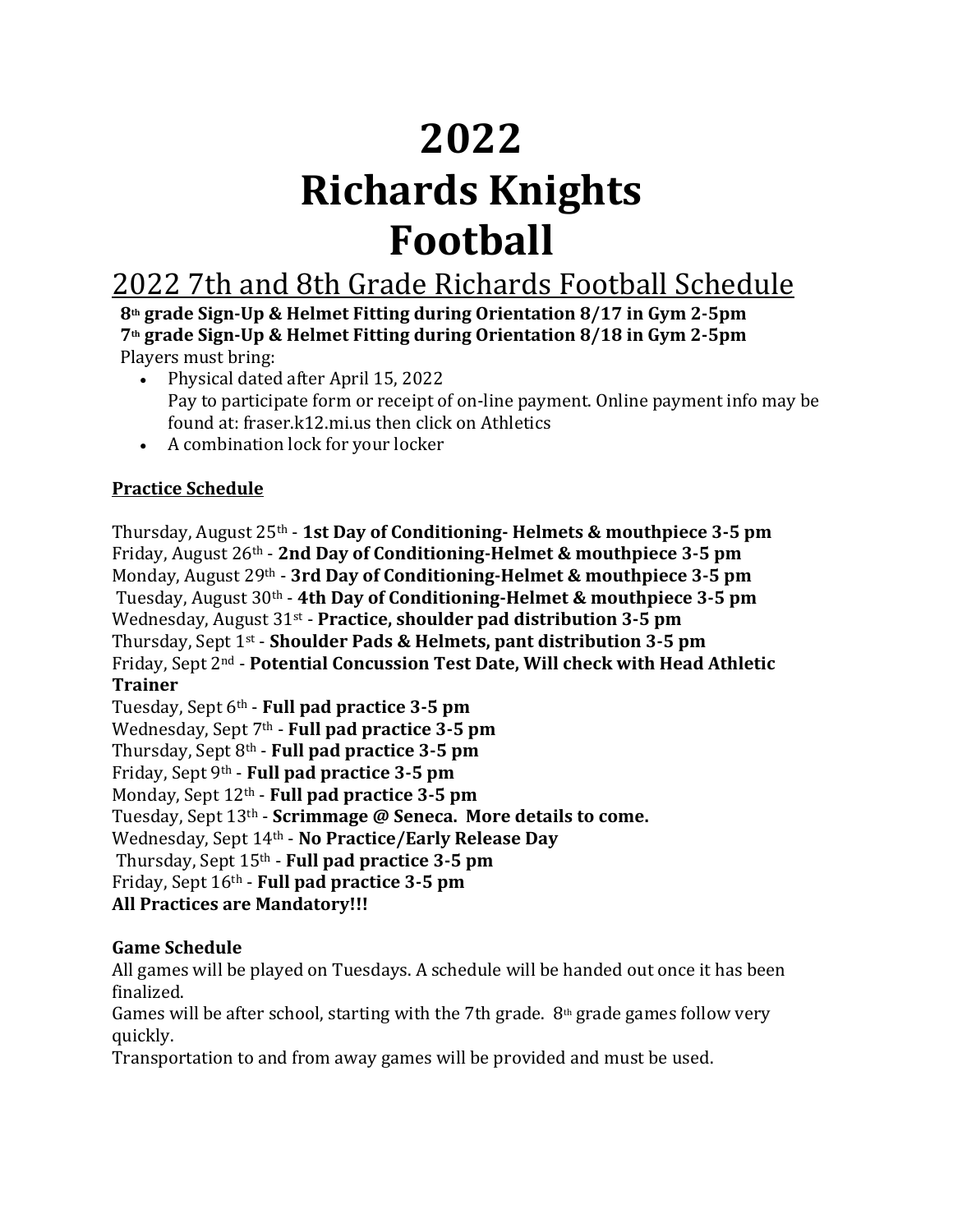# 2022
# Richards Knights
# Football

## 2022 7th and 8th Grade Richards Football Schedule

**8th grade Sign-Up & Helmet Fitting during Orientation 8/17 in Gym 2-5pm**
**7th grade Sign-Up & Helmet Fitting during Orientation 8/18 in Gym 2-5pm**
Players must bring:

- Physical dated after April 15, 2022
  Pay to participate form or receipt of on-line payment. Online payment info may be found at: fraser.k12.mi.us then click on Athletics
- A combination lock for your locker

**Practice Schedule**

Thursday, August 25th - **1st Day of Conditioning- Helmets & mouthpiece 3-5 pm**
Friday, August 26th - **2nd Day of Conditioning-Helmet & mouthpiece 3-5 pm**
Monday, August 29th - **3rd Day of Conditioning-Helmet & mouthpiece 3-5 pm**
Tuesday, August 30th - **4th Day of Conditioning-Helmet & mouthpiece 3-5 pm**
Wednesday, August 31st - **Practice, shoulder pad distribution 3-5 pm**
Thursday, Sept 1st - **Shoulder Pads & Helmets, pant distribution 3-5 pm**
Friday, Sept 2nd - **Potential Concussion Test Date, Will check with Head Athletic Trainer**
Tuesday, Sept 6th - **Full pad practice 3-5 pm**
Wednesday, Sept 7th - **Full pad practice 3-5 pm**
Thursday, Sept 8th - **Full pad practice 3-5 pm**
Friday, Sept 9th - **Full pad practice 3-5 pm**
Monday, Sept 12th - **Full pad practice 3-5 pm**
Tuesday, Sept 13th - **Scrimmage @ Seneca. More details to come.**
Wednesday, Sept 14th - **No Practice/Early Release Day**
Thursday, Sept 15th - **Full pad practice 3-5 pm**
Friday, Sept 16th - **Full pad practice 3-5 pm**
**All Practices are Mandatory!!!**

**Game Schedule**
All games will be played on Tuesdays. A schedule will be handed out once it has been finalized.
Games will be after school, starting with the 7th grade. 8th grade games follow very quickly.
Transportation to and from away games will be provided and must be used.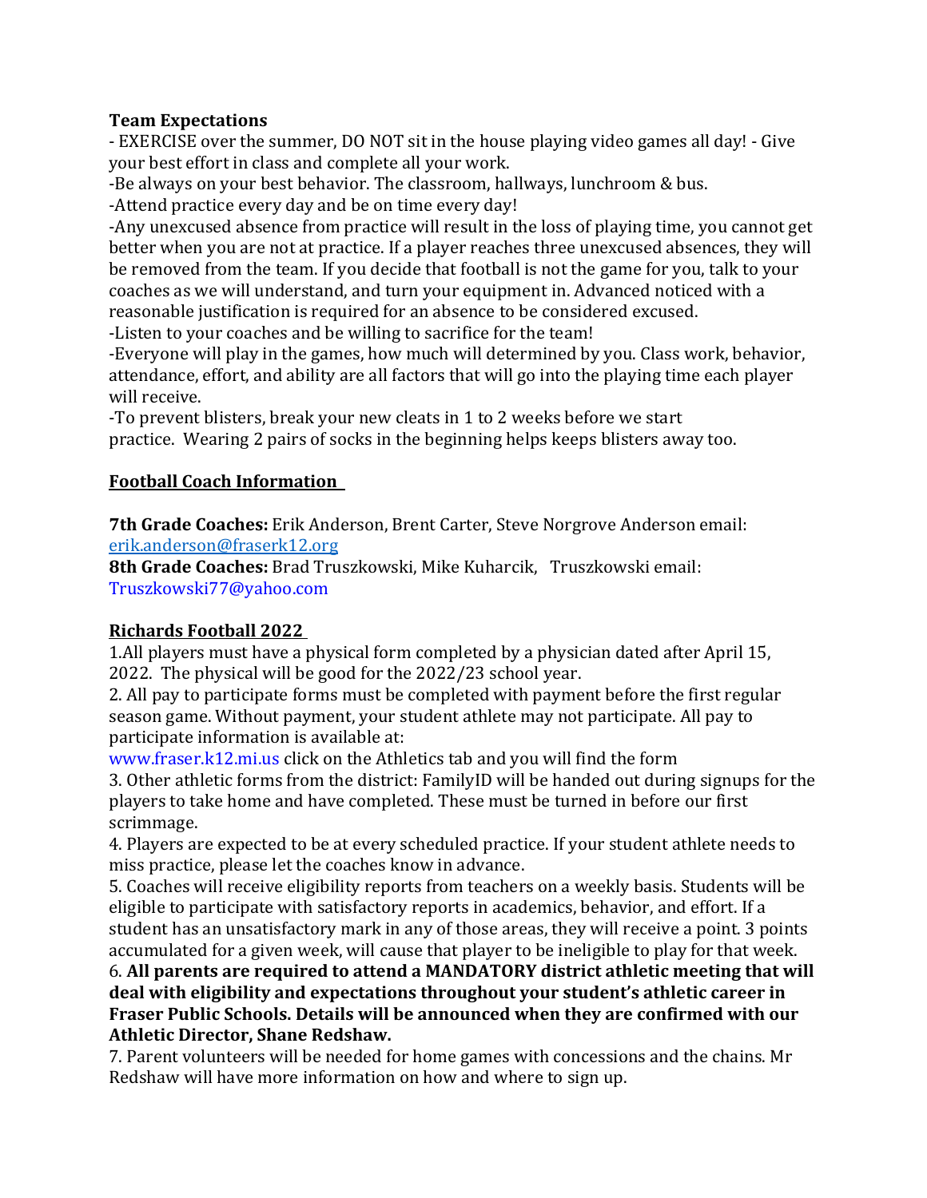**Team Expectations**

- EXERCISE over the summer, DO NOT sit in the house playing video games all day! - Give your best effort in class and complete all your work.
-Be always on your best behavior. The classroom, hallways, lunchroom & bus.
-Attend practice every day and be on time every day!
-Any unexcused absence from practice will result in the loss of playing time, you cannot get better when you are not at practice. If a player reaches three unexcused absences, they will be removed from the team. If you decide that football is not the game for you, talk to your coaches as we will understand, and turn your equipment in. Advanced noticed with a reasonable justification is required for an absence to be considered excused.
-Listen to your coaches and be willing to sacrifice for the team!
-Everyone will play in the games, how much will determined by you. Class work, behavior, attendance, effort, and ability are all factors that will go into the playing time each player will receive.
-To prevent blisters, break your new cleats in 1 to 2 weeks before we start practice. Wearing 2 pairs of socks in the beginning helps keeps blisters away too.

## Football Coach Information

**7th Grade Coaches:** Erik Anderson, Brent Carter, Steve Norgrove Anderson email: erik.anderson@fraserk12.org
**8th Grade Coaches:** Brad Truszkowski, Mike Kuharcik, Truszkowski email: Truszkowski77@yahoo.com

## Richards Football 2022

1.All players must have a physical form completed by a physician dated after April 15, 2022. The physical will be good for the 2022/23 school year.
2. All pay to participate forms must be completed with payment before the first regular season game. Without payment, your student athlete may not participate. All pay to participate information is available at:
www.fraser.k12.mi.us click on the Athletics tab and you will find the form
3. Other athletic forms from the district: FamilyID will be handed out during signups for the players to take home and have completed. These must be turned in before our first scrimmage.
4. Players are expected to be at every scheduled practice. If your student athlete needs to miss practice, please let the coaches know in advance.
5. Coaches will receive eligibility reports from teachers on a weekly basis. Students will be eligible to participate with satisfactory reports in academics, behavior, and effort. If a student has an unsatisfactory mark in any of those areas, they will receive a point. 3 points accumulated for a given week, will cause that player to be ineligible to play for that week.
6. **All parents are required to attend a MANDATORY district athletic meeting that will deal with eligibility and expectations throughout your student's athletic career in Fraser Public Schools. Details will be announced when they are confirmed with our Athletic Director, Shane Redshaw.**
7. Parent volunteers will be needed for home games with concessions and the chains. Mr Redshaw will have more information on how and where to sign up.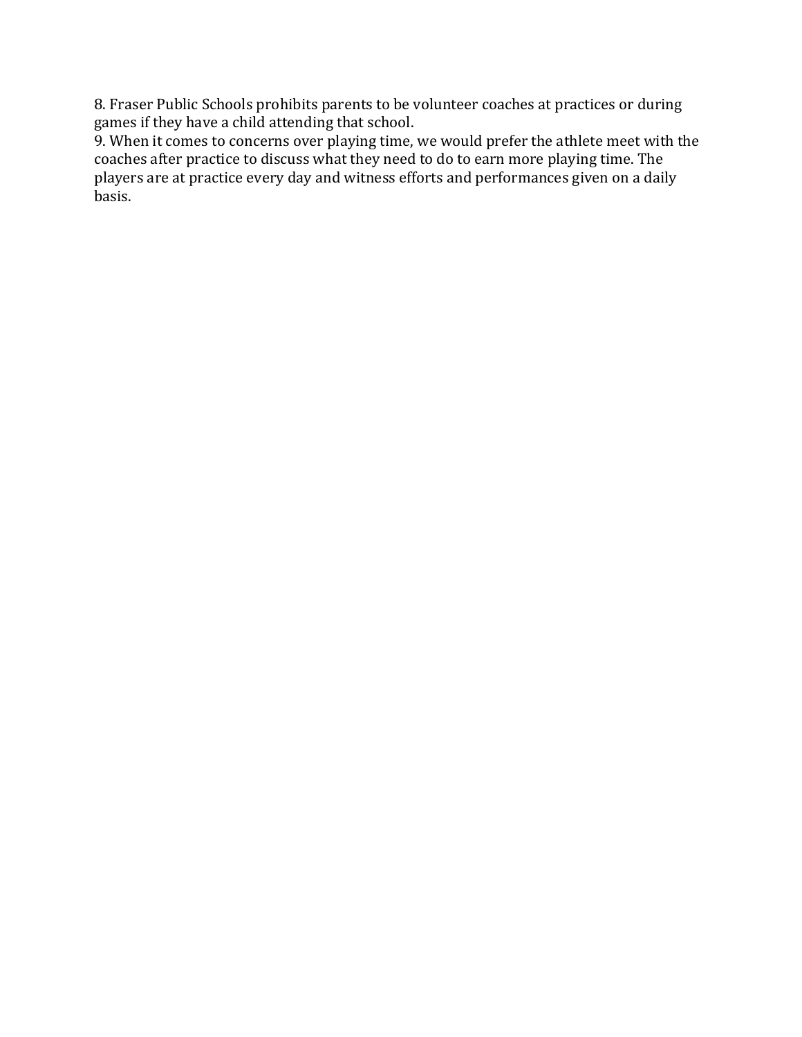8. Fraser Public Schools prohibits parents to be volunteer coaches at practices or during games if they have a child attending that school.
9. When it comes to concerns over playing time, we would prefer the athlete meet with the coaches after practice to discuss what they need to do to earn more playing time. The players are at practice every day and witness efforts and performances given on a daily basis.